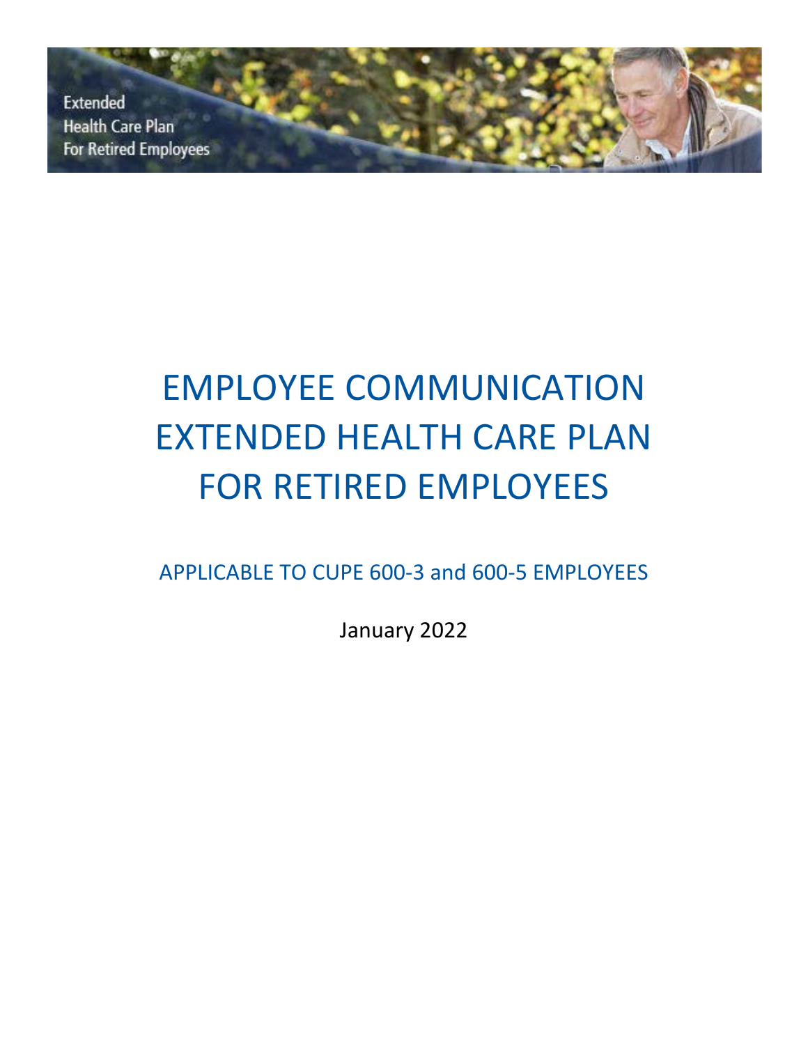Extended
Health Care Plan
For Retired Employees

# EMPLOYEE COMMUNICATION EXTENDED HEALTH CARE PLAN FOR RETIRED EMPLOYEES

## APPLICABLE TO CUPE 600-3 and 600-5 EMPLOYEES

January 2022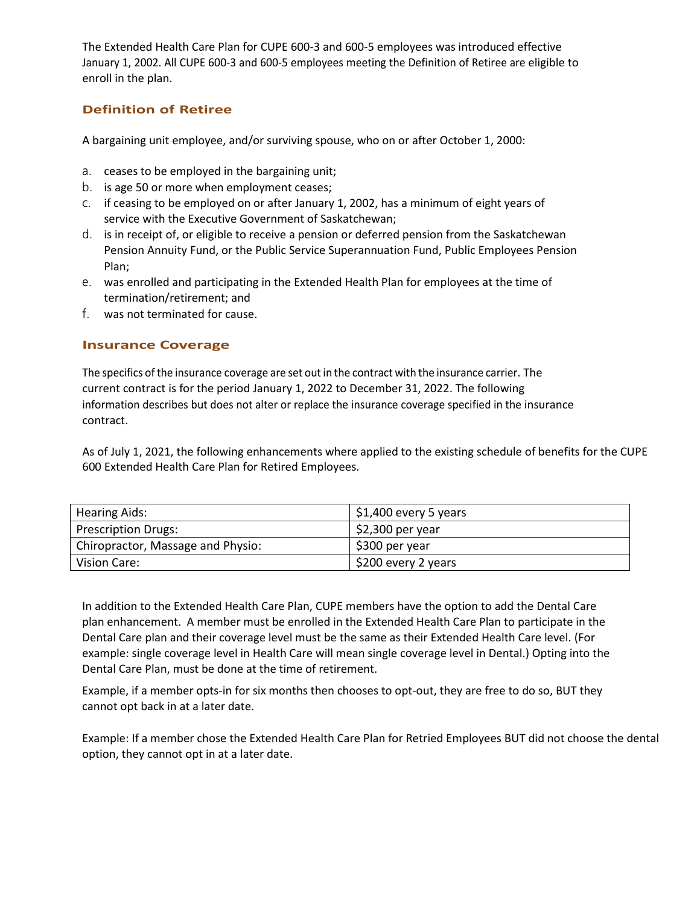The Extended Health Care Plan for CUPE 600-3 and 600-5 employees was introduced effective January 1, 2002. All CUPE 600-3 and 600-5 employees meeting the Definition of Retiree are eligible to enroll in the plan.

## Definition of Retiree

A bargaining unit employee, and/or surviving spouse, who on or after October 1, 2000:

a. ceases to be employed in the bargaining unit;
b. is age 50 or more when employment ceases;
c. if ceasing to be employed on or after January 1, 2002, has a minimum of eight years of service with the Executive Government of Saskatchewan;
d. is in receipt of, or eligible to receive a pension or deferred pension from the Saskatchewan Pension Annuity Fund, or the Public Service Superannuation Fund, Public Employees Pension Plan;
e. was enrolled and participating in the Extended Health Plan for employees at the time of termination/retirement; and
f. was not terminated for cause.

## Insurance Coverage

The specifics of the insurance coverage are set out in the contract with the insurance carrier. The current contract is for the period January 1, 2022 to December 31, 2022. The following information describes but does not alter or replace the insurance coverage specified in the insurance contract.

As of July 1, 2021, the following enhancements where applied to the existing schedule of benefits for the CUPE 600 Extended Health Care Plan for Retired Employees.

| | |
|---|---|
| Hearing Aids: | $1,400 every 5 years |
| Prescription Drugs: | $2,300 per year |
| Chiropractor, Massage and Physio: | $300 per year |
| Vision Care: | $200 every 2 years |

In addition to the Extended Health Care Plan, CUPE members have the option to add the Dental Care plan enhancement. A member must be enrolled in the Extended Health Care Plan to participate in the Dental Care plan and their coverage level must be the same as their Extended Health Care level. (For example: single coverage level in Health Care will mean single coverage level in Dental.) Opting into the Dental Care Plan, must be done at the time of retirement.

Example, if a member opts-in for six months then chooses to opt-out, they are free to do so, BUT they cannot opt back in at a later date.

Example: If a member chose the Extended Health Care Plan for Retried Employees BUT did not choose the dental option, they cannot opt in at a later date.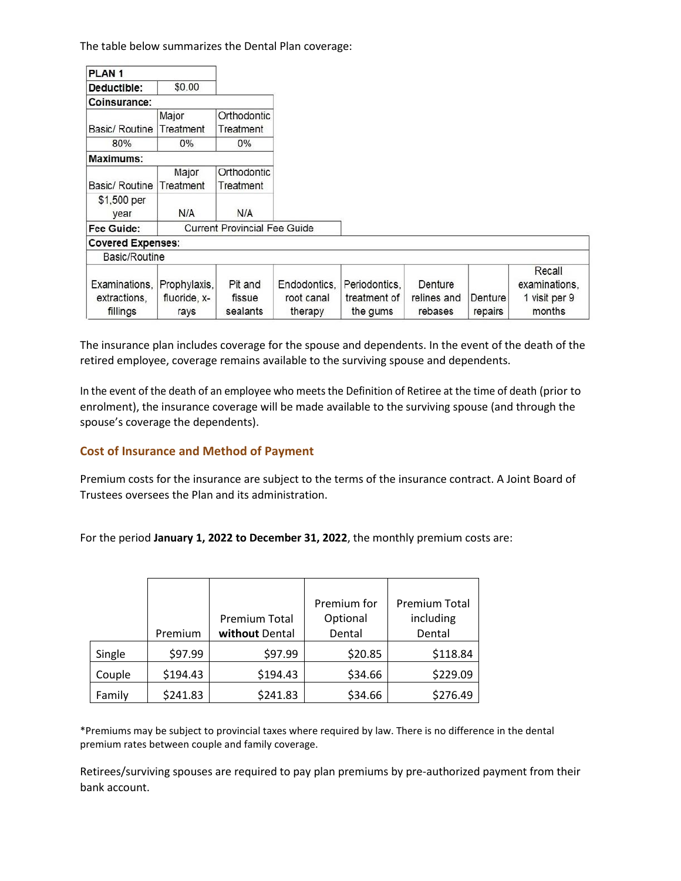The table below summarizes the Dental Plan coverage:

| PLAN 1 | | | | | | | |
|---|---|---|---|---|---|---|---|
| **Deductible:** | $0.00 | | | | | | |
| **Coinsurance:** | | | | | | | |
| Basic/ Routine | Major Treatment | Orthodontic Treatment | | | | | |
| 80% | 0% | 0% | | | | | |
| **Maximums:** | | | | | | | |
| Basic/ Routine | Major Treatment | Orthodontic Treatment | | | | | |
| $1,500 per year | N/A | N/A | | | | | |
| **Fee Guide:** | Current Provincial Fee Guide | | | | | | |
| **Covered Expenses:** | | | | | | | |
| Basic/Routine | | | | | | | |
| Examinations, extractions, fillings | Prophylaxis, fluoride, x-rays | Pit and fissue sealants | Endodontics, root canal therapy | Periodontics, treatment of the gums | Denture relines and rebases | Denture repairs | Recall examinations, 1 visit per 9 months |

The insurance plan includes coverage for the spouse and dependents. In the event of the death of the retired employee, coverage remains available to the surviving spouse and dependents.

In the event of the death of an employee who meets the Definition of Retiree at the time of death (prior to enrolment), the insurance coverage will be made available to the surviving spouse (and through the spouse's coverage the dependents).

## Cost of Insurance and Method of Payment

Premium costs for the insurance are subject to the terms of the insurance contract. A Joint Board of Trustees oversees the Plan and its administration.

For the period **January 1, 2022 to December 31, 2022**, the monthly premium costs are:

| | Premium | Premium Total **without** Dental | Premium for Optional Dental | Premium Total including Dental |
|---|---|---|---|---|
| Single | $97.99 | $97.99 | $20.85 | $118.84 |
| Couple | $194.43 | $194.43 | $34.66 | $229.09 |
| Family | $241.83 | $241.83 | $34.66 | $276.49 |

*Premiums may be subject to provincial taxes where required by law. There is no difference in the dental premium rates between couple and family coverage.

Retirees/surviving spouses are required to pay plan premiums by pre-authorized payment from their bank account.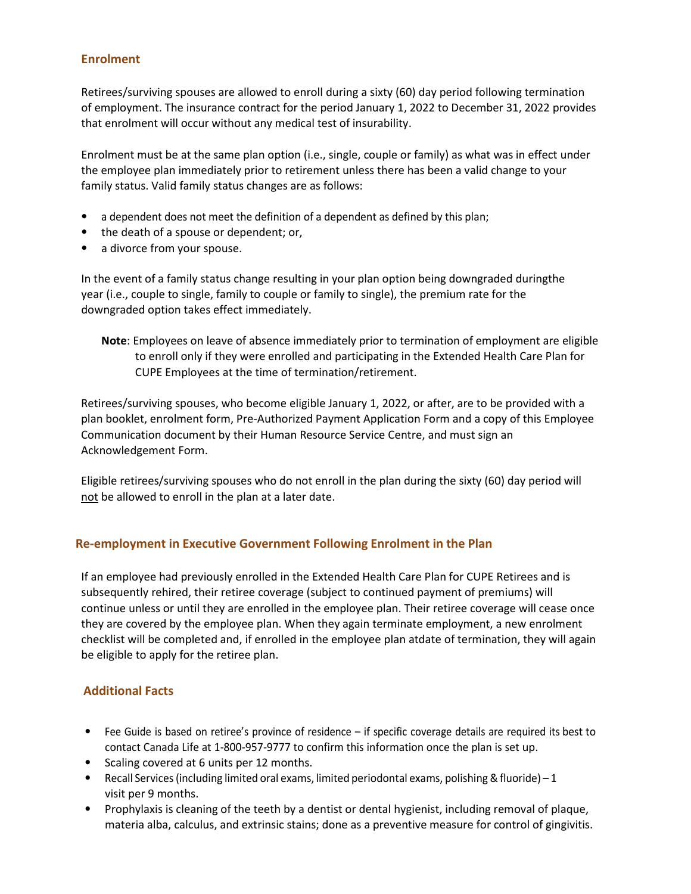## Enrolment

Retirees/surviving spouses are allowed to enroll during a sixty (60) day period following termination of employment. The insurance contract for the period January 1, 2022 to December 31, 2022 provides that enrolment will occur without any medical test of insurability.

Enrolment must be at the same plan option (i.e., single, couple or family) as what was in effect under the employee plan immediately prior to retirement unless there has been a valid change to your family status. Valid family status changes are as follows:

- a dependent does not meet the definition of a dependent as defined by this plan;
- the death of a spouse or dependent; or,
- a divorce from your spouse.

In the event of a family status change resulting in your plan option being downgraded duringthe year (i.e., couple to single, family to couple or family to single), the premium rate for the downgraded option takes effect immediately.

> **Note**: Employees on leave of absence immediately prior to termination of employment are eligible to enroll only if they were enrolled and participating in the Extended Health Care Plan for CUPE Employees at the time of termination/retirement.

Retirees/surviving spouses, who become eligible January 1, 2022, or after, are to be provided with a plan booklet, enrolment form, Pre-Authorized Payment Application Form and a copy of this Employee Communication document by their Human Resource Service Centre, and must sign an Acknowledgement Form.

Eligible retirees/surviving spouses who do not enroll in the plan during the sixty (60) day period will <u>not</u> be allowed to enroll in the plan at a later date.

## Re-employment in Executive Government Following Enrolment in the Plan

If an employee had previously enrolled in the Extended Health Care Plan for CUPE Retirees and is subsequently rehired, their retiree coverage (subject to continued payment of premiums) will continue unless or until they are enrolled in the employee plan. Their retiree coverage will cease once they are covered by the employee plan. When they again terminate employment, a new enrolment checklist will be completed and, if enrolled in the employee plan atdate of termination, they will again be eligible to apply for the retiree plan.

## Additional Facts

- Fee Guide is based on retiree's province of residence – if specific coverage details are required its best to contact Canada Life at 1-800-957-9777 to confirm this information once the plan is set up.
- Scaling covered at 6 units per 12 months.
- Recall Services (including limited oral exams, limited periodontal exams, polishing & fluoride) – 1 visit per 9 months.
- Prophylaxis is cleaning of the teeth by a dentist or dental hygienist, including removal of plaque, materia alba, calculus, and extrinsic stains; done as a preventive measure for control of gingivitis.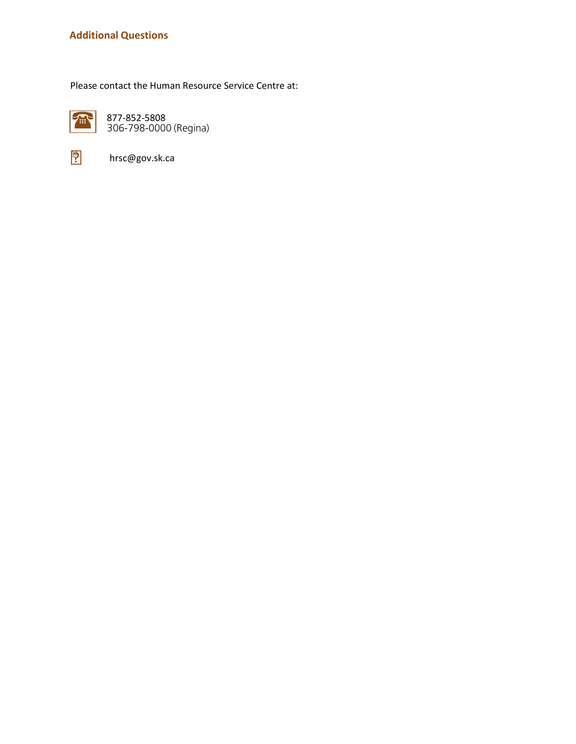## Additional Questions

Please contact the Human Resource Service Centre at:

877-852-5808
306-798-0000 (Regina)

hrsc@gov.sk.ca